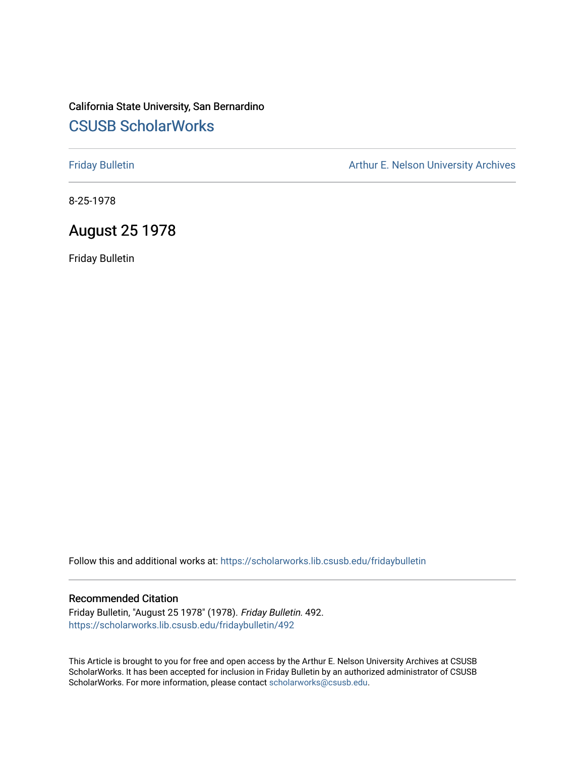California State University, San Bernardino

# CSUSB ScholarWorks

Friday Bulletin

Arthur E. Nelson University Archives

8-25-1978

## August 25 1978

Friday Bulletin

Follow this and additional works at: https://scholarworks.lib.csusb.edu/fridaybulletin

### Recommended Citation

Friday Bulletin, "August 25 1978" (1978). *Friday Bulletin*. 492.
https://scholarworks.lib.csusb.edu/fridaybulletin/492

This Article is brought to you for free and open access by the Arthur E. Nelson University Archives at CSUSB ScholarWorks. It has been accepted for inclusion in Friday Bulletin by an authorized administrator of CSUSB ScholarWorks. For more information, please contact scholarworks@csusb.edu.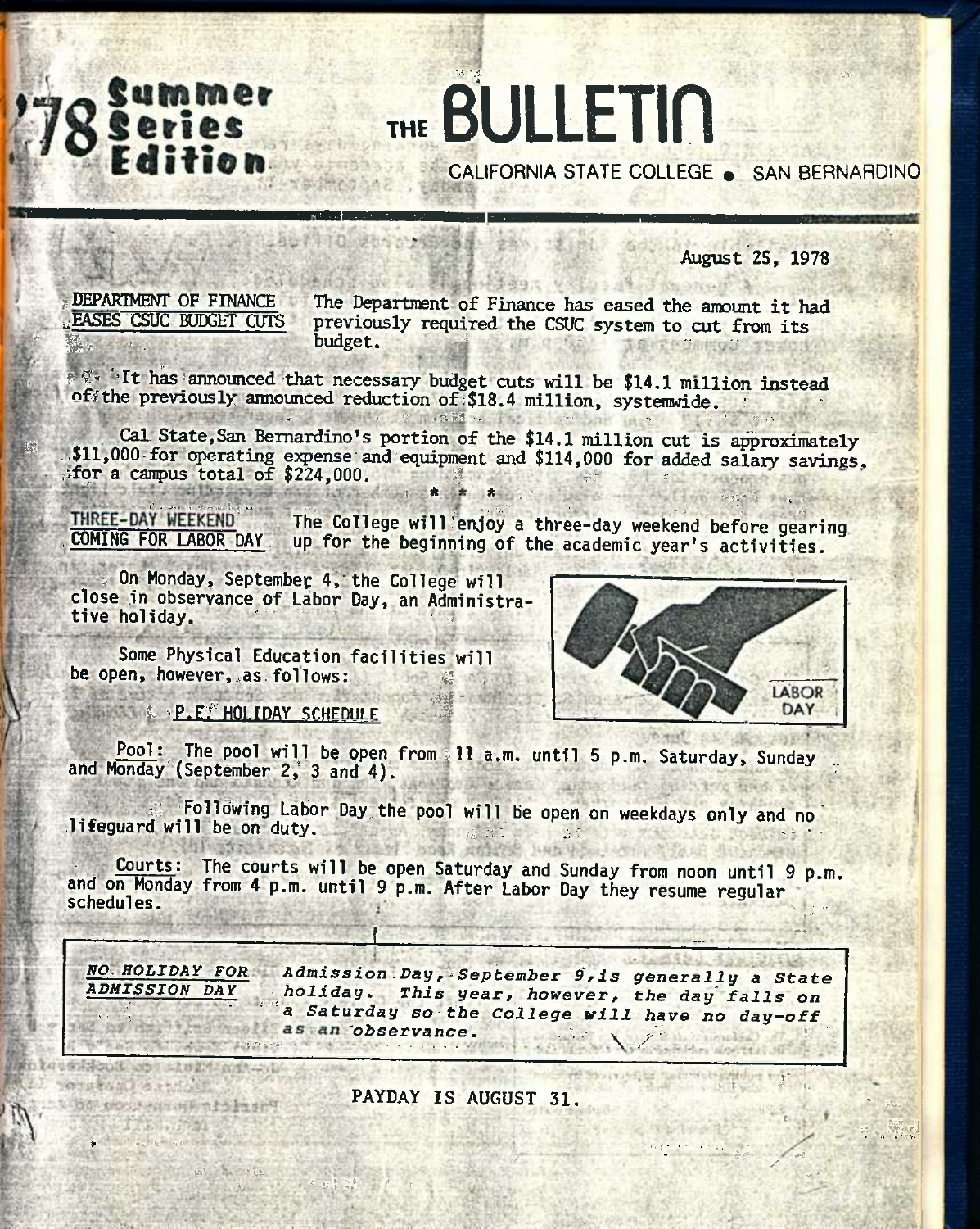# '78 Summer Series Edition

# THE BULLETIN

CALIFORNIA STATE COLLEGE • SAN BERNARDINO

August 25, 1978

**DEPARTMENT OF FINANCE EASES CSUC BUDGET CUTS**

The Department of Finance has eased the amount it had previously required the CSUC system to cut from its budget.

It has announced that necessary budget cuts will be $14.1 million instead of the previously announced reduction of $18.4 million, systemwide.

Cal State, San Bernardino's portion of the $14.1 million cut is approximately $11,000 for operating expense and equipment and $114,000 for added salary savings, for a campus total of $224,000.

* * *

**THREE-DAY WEEKEND COMING FOR LABOR DAY**

The College will enjoy a three-day weekend before gearing up for the beginning of the academic year's activities.

On Monday, September 4, the College will close in observance of Labor Day, an Administrative holiday.

Some Physical Education facilities will be open, however, as follows:

**P.E. HOLIDAY SCHEDULE**

Pool: The pool will be open from 11 a.m. until 5 p.m. Saturday, Sunday and Monday (September 2, 3 and 4).

Following Labor Day the pool will be open on weekdays only and no lifeguard will be on duty.

Courts: The courts will be open Saturday and Sunday from noon until 9 p.m. and on Monday from 4 p.m. until 9 p.m. After Labor Day they resume regular schedules.

***NO HOLIDAY FOR ADMISSION DAY***

*Admission Day, September 9, is generally a State holiday. This year, however, the day falls on a Saturday so the College will have no day-off as an observance.*

PAYDAY IS AUGUST 31.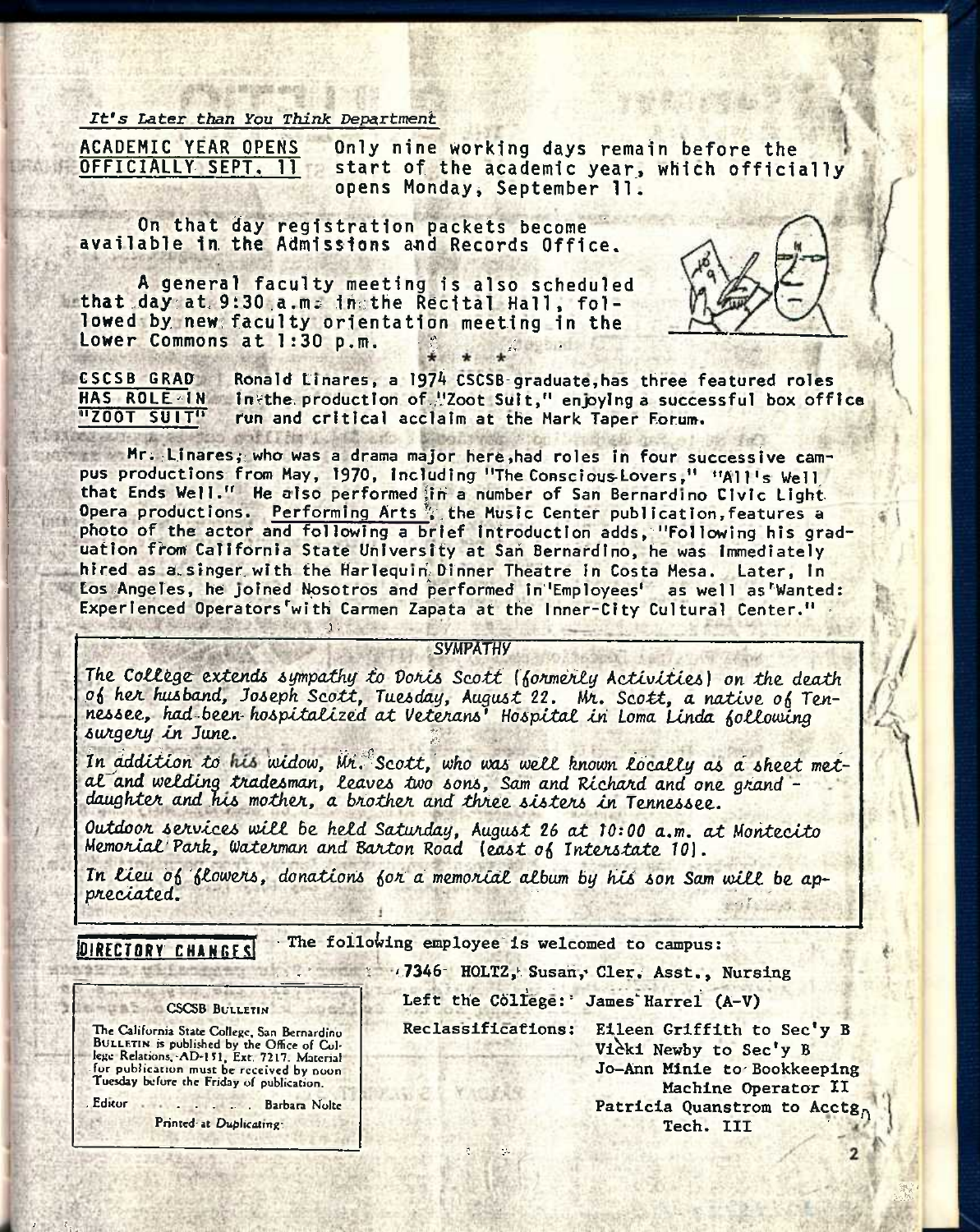*It's Later than You Think Department*

**ACADEMIC YEAR OPENS OFFICIALLY SEPT. 11**

Only nine working days remain before the start of the academic year, which officially opens Monday, September 11.

On that day registration packets become available in the Admissions and Records Office.

A general faculty meeting is also scheduled that day at 9:30 a.m. in the Recital Hall, followed by new faculty orientation meeting in the Lower Commons at 1:30 p.m.

\* \* \*

**CSCSB GRAD HAS ROLE IN "ZOOT SUIT"**

Ronald Linares, a 1974 CSCSB graduate, has three featured roles in the production of "Zoot Suit," enjoying a successful box office run and critical acclaim at the Mark Taper Forum.

Mr. Linares, who was a drama major here, had roles in four successive campus productions from May, 1970, including "The Conscious Lovers," "All's Well that Ends Well." He also performed in a number of San Bernardino Civic Light Opera productions. Performing Arts, the Music Center publication, features a photo of the actor and following a brief introduction adds, "Following his graduation from California State University at San Bernardino, he was immediately hired as a singer with the Harlequin Dinner Theatre in Costa Mesa. Later, in Los Angeles, he joined Nosotros and performed in 'Employees' as well as 'Wanted: Experienced Operators' with Carmen Zapata at the Inner-City Cultural Center."

**SYMPATHY**

*The College extends sympathy to Doris Scott (formerly Activities) on the death of her husband, Joseph Scott, Tuesday, August 22. Mr. Scott, a native of Tennessee, had been hospitalized at Veterans' Hospital in Loma Linda following surgery in June.*

*In addition to his widow, Mr. Scott, who was well known locally as a sheet metal and welding tradesman, leaves two sons, Sam and Richard and one granddaughter and his mother, a brother and three sisters in Tennessee.*

*Outdoor services will be held Saturday, August 26 at 10:00 a.m. at Montecito Memorial Park, Waterman and Barton Road (east of Interstate 10).*

*In lieu of flowers, donations for a memorial album by his son Sam will be appreciated.*

**DIRECTORY CHANGES**

The following employee is welcomed to campus:

7346 HOLTZ, Susan, Cler. Asst., Nursing

Left the College: James Harrel (A-V)

Reclassifications:
- Eileen Griffith to Sec'y B
- Vicki Newby to Sec'y B
- Jo-Ann Minie to Bookkeeping Machine Operator II
- Patricia Quanstrom to Acctg. Tech. III

**CSCSB BULLETIN**

The California State College, San Bernardino BULLETIN is published by the Office of College Relations, AD-151, Ext. 7217. Material for publication must be received by noon Tuesday before the Friday of publication.

Editor . . . . . . . Barbara Nolte

Printed at Duplicating